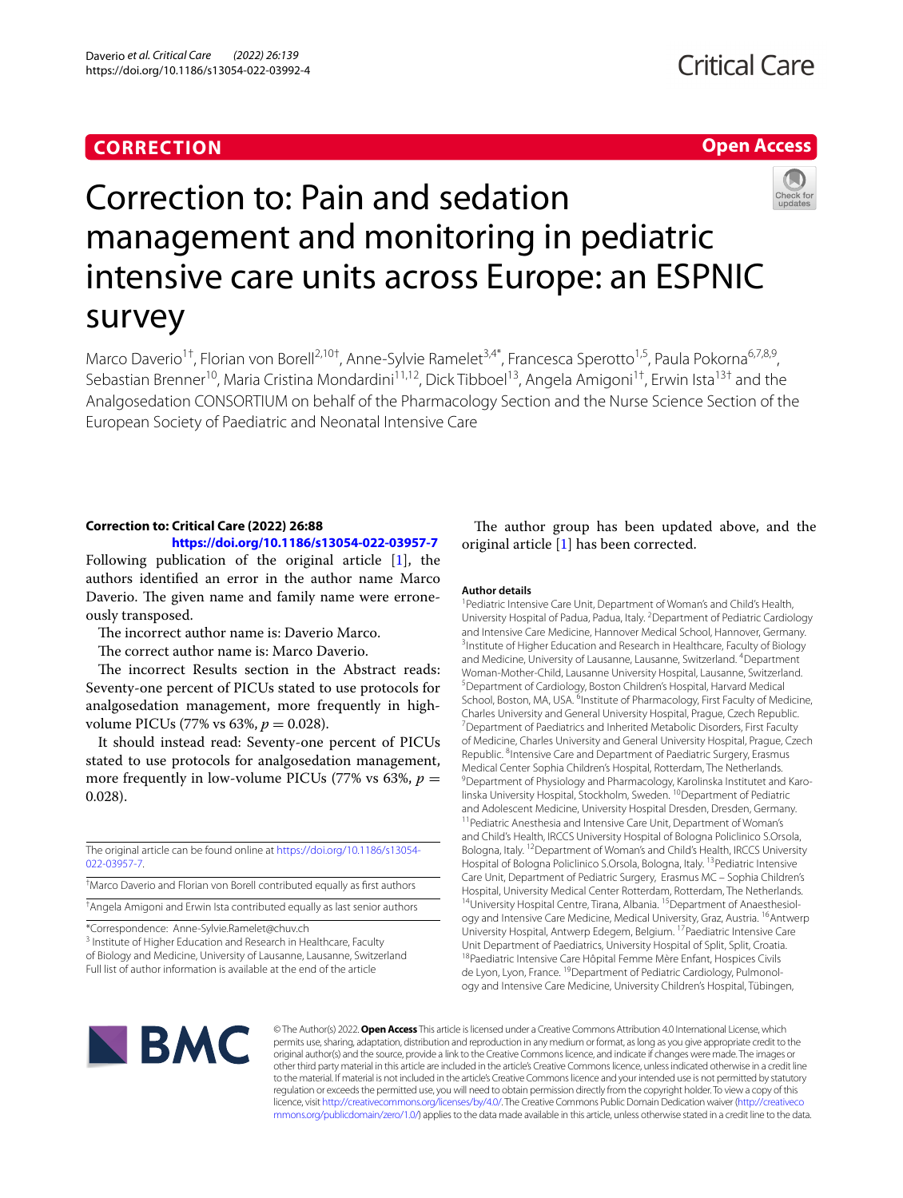**CORRECTION** **Open Access**

# Correction to: Pain and sedation management and monitoring in pediatric intensive care units across Europe: an ESPNIC survey

Marco Daverio[1†], Florian von Borell[2,10†], Anne-Sylvie Ramelet[3,4*], Francesca Sperotto[1,5], Paula Pokorna[6,7,8,9], Sebastian Brenner[10], Maria Cristina Mondardini[11,12], Dick Tibboel[13], Angela Amigoni[1†], Erwin Ista[13†] and the Analgosedation CONSORTIUM on behalf of the Pharmacology Section and the Nurse Science Section of the European Society of Paediatric and Neonatal Intensive Care

**Correction to: Critical Care (2022) 26:88**
**https://doi.org/10.1186/s13054-022-03957-7**

Following publication of the original article [1], the authors identified an error in the author name Marco Daverio. The given name and family name were erroneously transposed.

The incorrect author name is: Daverio Marco.

The correct author name is: Marco Daverio.

The incorrect Results section in the Abstract reads: Seventy-one percent of PICUs stated to use protocols for analgosedation management, more frequently in high-volume PICUs (77% vs 63%, $p = 0.028$).

It should instead read: Seventy-one percent of PICUs stated to use protocols for analgosedation management, more frequently in low-volume PICUs (77% vs 63%, $p = 0.028$).

The author group has been updated above, and the original article [1] has been corrected.

The original article can be found online at https://doi.org/10.1186/s13054-022-03957-7.

†Marco Daverio and Florian von Borell contributed equally as first authors

†Angela Amigoni and Erwin Ista contributed equally as last senior authors

*Correspondence: Anne-Sylvie.Ramelet@chuv.ch
[3] Institute of Higher Education and Research in Healthcare, Faculty of Biology and Medicine, University of Lausanne, Lausanne, Switzerland
Full list of author information is available at the end of the article

## Author details

[1]Pediatric Intensive Care Unit, Department of Woman's and Child's Health, University Hospital of Padua, Padua, Italy. [2]Department of Pediatric Cardiology and Intensive Care Medicine, Hannover Medical School, Hannover, Germany. [3]Institute of Higher Education and Research in Healthcare, Faculty of Biology and Medicine, University of Lausanne, Lausanne, Switzerland. [4]Department Woman-Mother-Child, Lausanne University Hospital, Lausanne, Switzerland. [5]Department of Cardiology, Boston Children's Hospital, Harvard Medical School, Boston, MA, USA. [6]Institute of Pharmacology, First Faculty of Medicine, Charles University and General University Hospital, Prague, Czech Republic. [7]Department of Paediatrics and Inherited Metabolic Disorders, First Faculty of Medicine, Charles University and General University Hospital, Prague, Czech Republic. [8]Intensive Care and Department of Paediatric Surgery, Erasmus Medical Center Sophia Children's Hospital, Rotterdam, The Netherlands. [9]Department of Physiology and Pharmacology, Karolinska Institutet and Karolinska University Hospital, Stockholm, Sweden. [10]Department of Pediatric and Adolescent Medicine, University Hospital Dresden, Dresden, Germany. [11]Pediatric Anesthesia and Intensive Care Unit, Department of Woman's and Child's Health, IRCCS University Hospital of Bologna Policlinico S.Orsola, Bologna, Italy. [12]Department of Woman's and Child's Health, IRCCS University Hospital of Bologna Policlinico S.Orsola, Bologna, Italy. [13]Pediatric Intensive Care Unit, Department of Pediatric Surgery, Erasmus MC – Sophia Children's Hospital, University Medical Center Rotterdam, Rotterdam, The Netherlands. [14]University Hospital Centre, Tirana, Albania. [15]Department of Anaesthesiology and Intensive Care Medicine, Medical University, Graz, Austria. [16]Antwerp University Hospital, Antwerp Edegem, Belgium. [17]Paediatric Intensive Care Unit Department of Paediatrics, University Hospital of Split, Split, Croatia. [18]Paediatric Intensive Care Hôpital Femme Mère Enfant, Hospices Civils de Lyon, Lyon, France. [19]Department of Pediatric Cardiology, Pulmonology and Intensive Care Medicine, University Children's Hospital, Tübingen,

© The Author(s) 2022. **Open Access** This article is licensed under a Creative Commons Attribution 4.0 International License, which permits use, sharing, adaptation, distribution and reproduction in any medium or format, as long as you give appropriate credit to the original author(s) and the source, provide a link to the Creative Commons licence, and indicate if changes were made. The images or other third party material in this article are included in the article's Creative Commons licence, unless indicated otherwise in a credit line to the material. If material is not included in the article's Creative Commons licence and your intended use is not permitted by statutory regulation or exceeds the permitted use, you will need to obtain permission directly from the copyright holder. To view a copy of this licence, visit http://creativecommons.org/licenses/by/4.0/. The Creative Commons Public Domain Dedication waiver (http://creativecommons.org/publicdomain/zero/1.0/) applies to the data made available in this article, unless otherwise stated in a credit line to the data.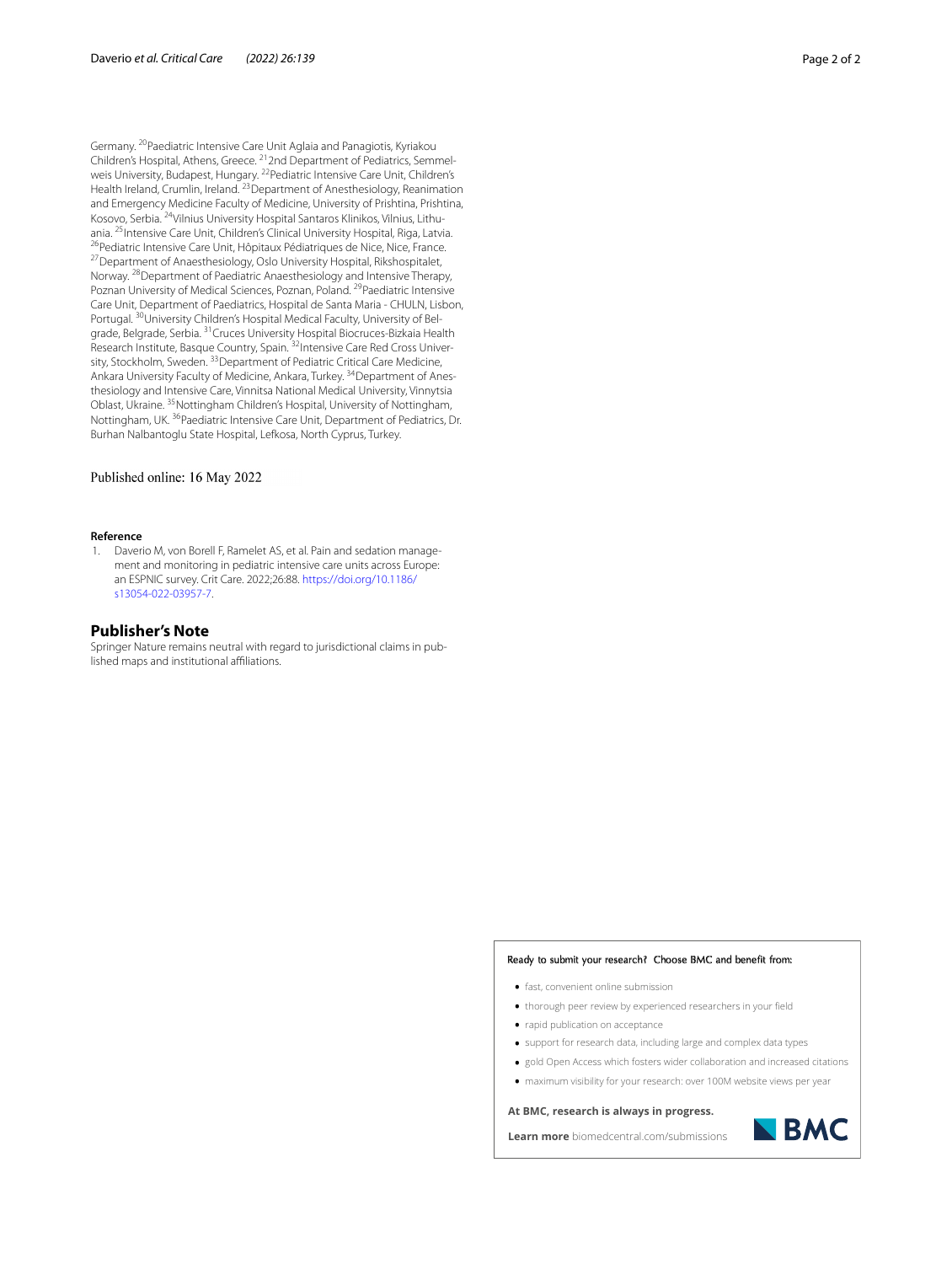Germany. [20]Paediatric Intensive Care Unit Aglaia and Panagiotis, Kyriakou Children's Hospital, Athens, Greece. [21]2nd Department of Pediatrics, Semmelweis University, Budapest, Hungary. [22]Pediatric Intensive Care Unit, Children's Health Ireland, Crumlin, Ireland. [23]Department of Anesthesiology, Reanimation and Emergency Medicine Faculty of Medicine, University of Prishtina, Prishtina, Kosovo, Serbia. [24]Vilnius University Hospital Santaros Klinikos, Vilnius, Lithuania. [25]Intensive Care Unit, Children's Clinical University Hospital, Riga, Latvia. [26]Pediatric Intensive Care Unit, Hôpitaux Pédiatriques de Nice, Nice, France. [27]Department of Anaesthesiology, Oslo University Hospital, Rikshospitalet, Norway. [28]Department of Paediatric Anaesthesiology and Intensive Therapy, Poznan University of Medical Sciences, Poznan, Poland. [29]Paediatric Intensive Care Unit, Department of Paediatrics, Hospital de Santa Maria - CHULN, Lisbon, Portugal. [30]University Children's Hospital Medical Faculty, University of Belgrade, Belgrade, Serbia. [31]Cruces University Hospital Biocruces-Bizkaia Health Research Institute, Basque Country, Spain. [32]Intensive Care Red Cross University, Stockholm, Sweden. [33]Department of Pediatric Critical Care Medicine, Ankara University Faculty of Medicine, Ankara, Turkey. [34]Department of Anesthesiology and Intensive Care, Vinnitsa National Medical University, Vinnytsia Oblast, Ukraine. [35]Nottingham Children's Hospital, University of Nottingham, Nottingham, UK. [36]Paediatric Intensive Care Unit, Department of Pediatrics, Dr. Burhan Nalbantoglu State Hospital, Lefkosa, North Cyprus, Turkey.

Published online: 16 May 2022

**Reference**

1. Daverio M, von Borell F, Ramelet AS, et al. Pain and sedation management and monitoring in pediatric intensive care units across Europe: an ESPNIC survey. Crit Care. 2022;26:88. https://doi.org/10.1186/s13054-022-03957-7.

## Publisher's Note

Springer Nature remains neutral with regard to jurisdictional claims in published maps and institutional affiliations.

Ready to submit your research? Choose BMC and benefit from:

- fast, convenient online submission
- thorough peer review by experienced researchers in your field
- rapid publication on acceptance
- support for research data, including large and complex data types
- gold Open Access which fosters wider collaboration and increased citations
- maximum visibility for your research: over 100M website views per year

**At BMC, research is always in progress.**

**Learn more** biomedcentral.com/submissions